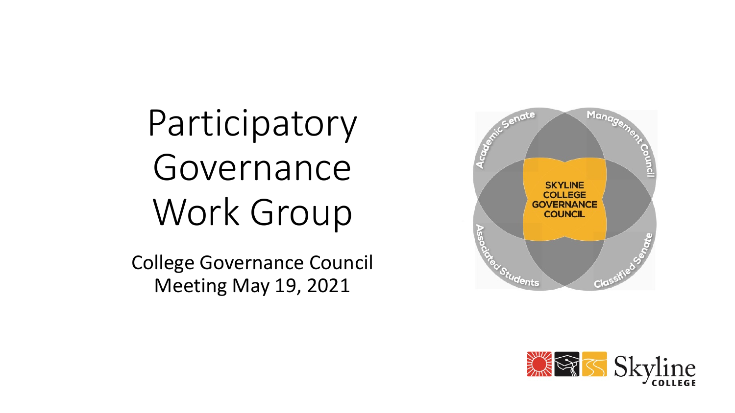# Participatory Governance Work Group

College Governance Council
Meeting May 19, 2021

SKYLINE COLLEGE GOVERNANCE COUNCIL

Academic Senate

Management Council

Associated Students

Classified Senate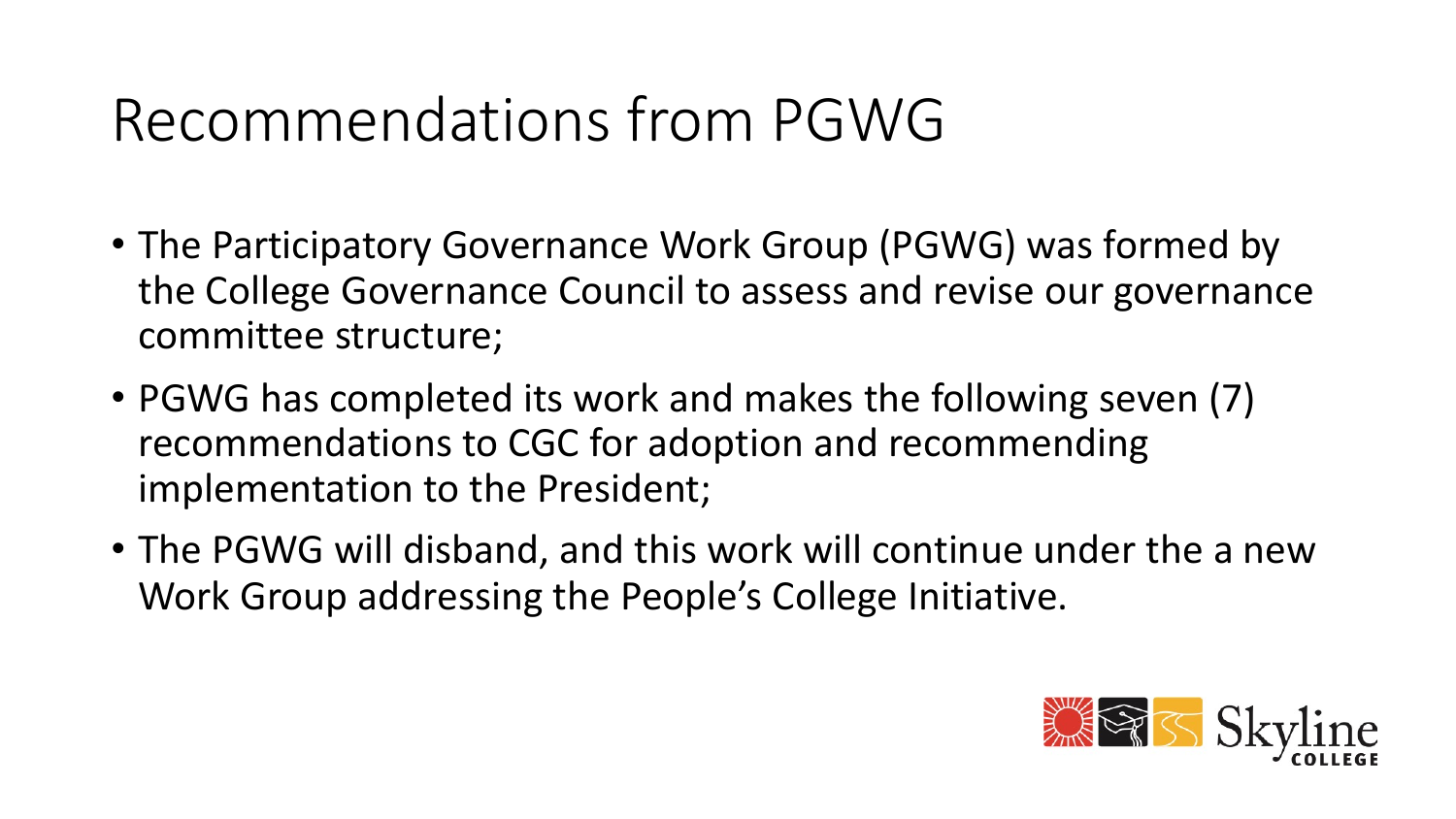# Recommendations from PGWG

- The Participatory Governance Work Group (PGWG) was formed by the College Governance Council to assess and revise our governance committee structure;
- PGWG has completed its work and makes the following seven (7) recommendations to CGC for adoption and recommending implementation to the President;
- The PGWG will disband, and this work will continue under the a new Work Group addressing the People's College Initiative.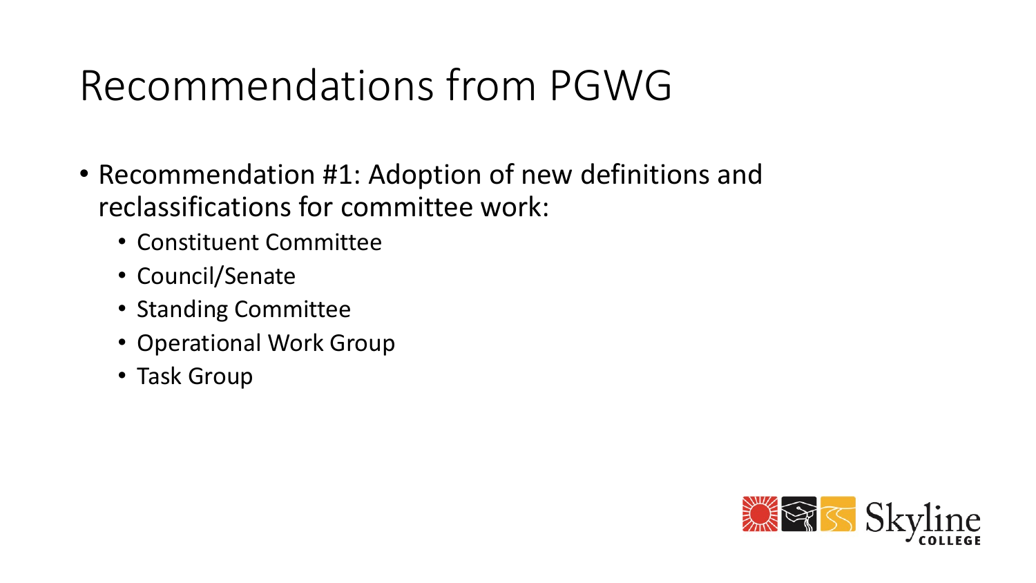# Recommendations from PGWG

- Recommendation #1: Adoption of new definitions and reclassifications for committee work:
  - Constituent Committee
  - Council/Senate
  - Standing Committee
  - Operational Work Group
  - Task Group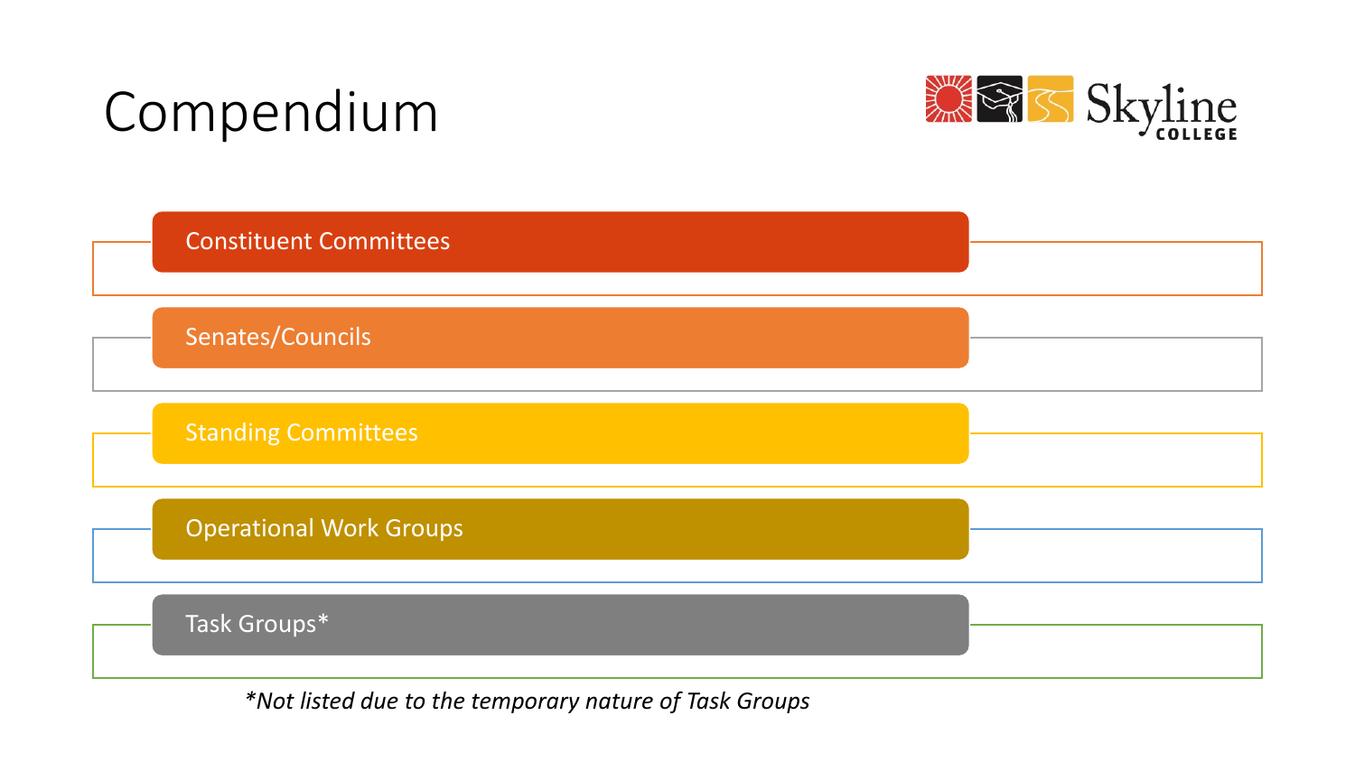# Compendium

- Constituent Committees
- Senates/Councils
- Standing Committees
- Operational Work Groups
- Task Groups*

**Not listed due to the temporary nature of Task Groups*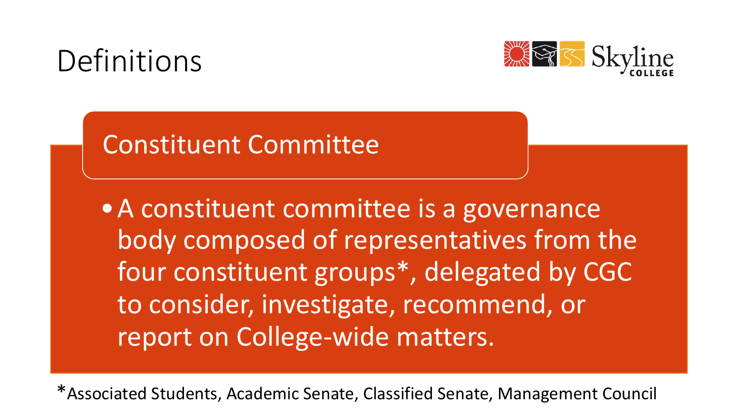# Definitions

## Constituent Committee

- A constituent committee is a governance body composed of representatives from the four constituent groups*, delegated by CGC to consider, investigate, recommend, or report on College-wide matters.

*Associated Students, Academic Senate, Classified Senate, Management Council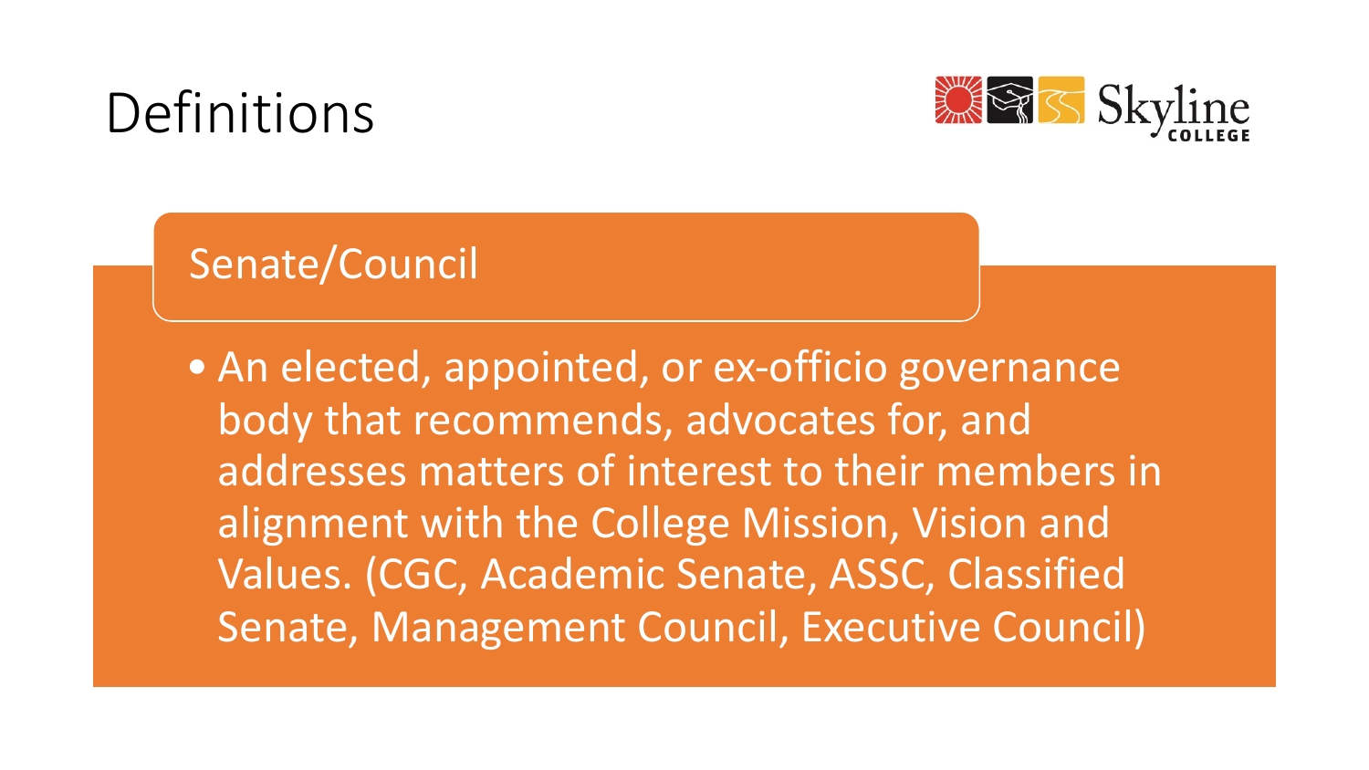# Definitions

## Senate/Council

- An elected, appointed, or ex-officio governance body that recommends, advocates for, and addresses matters of interest to their members in alignment with the College Mission, Vision and Values. (CGC, Academic Senate, ASSC, Classified Senate, Management Council, Executive Council)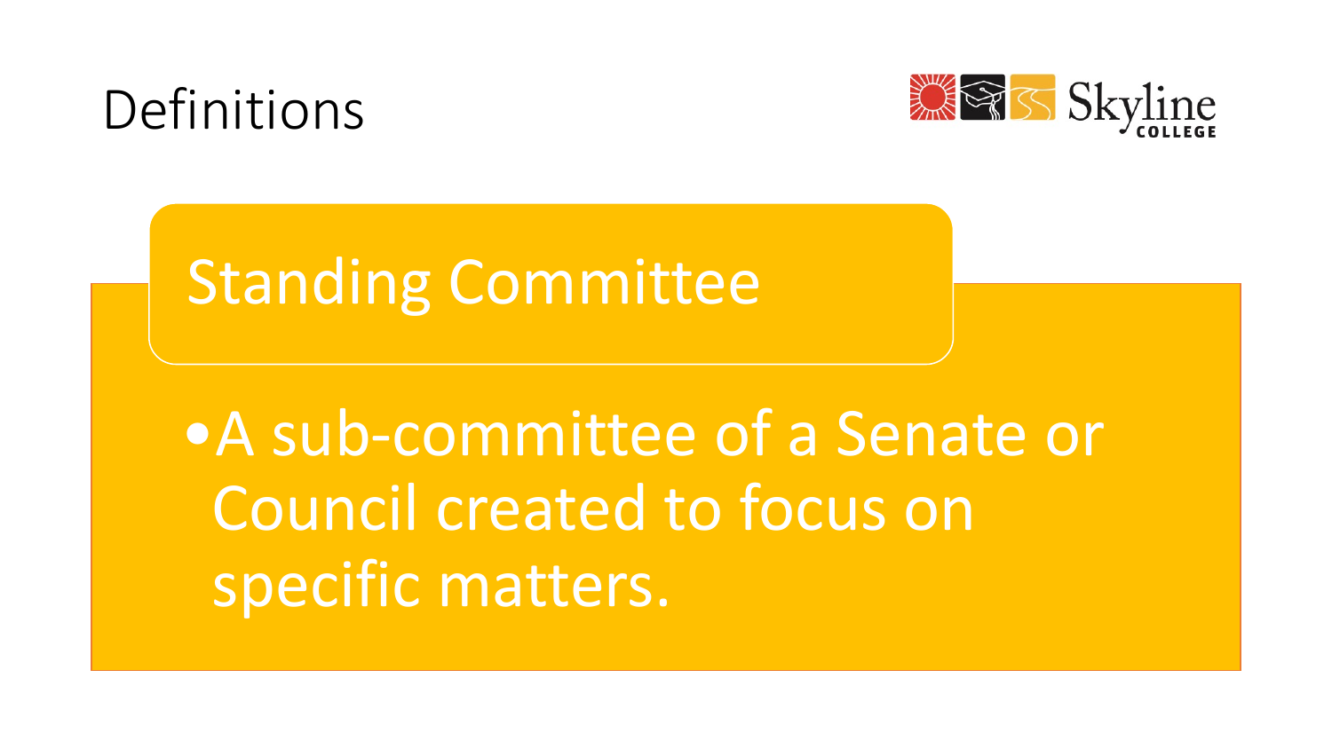# Definitions

## Standing Committee

- A sub-committee of a Senate or Council created to focus on specific matters.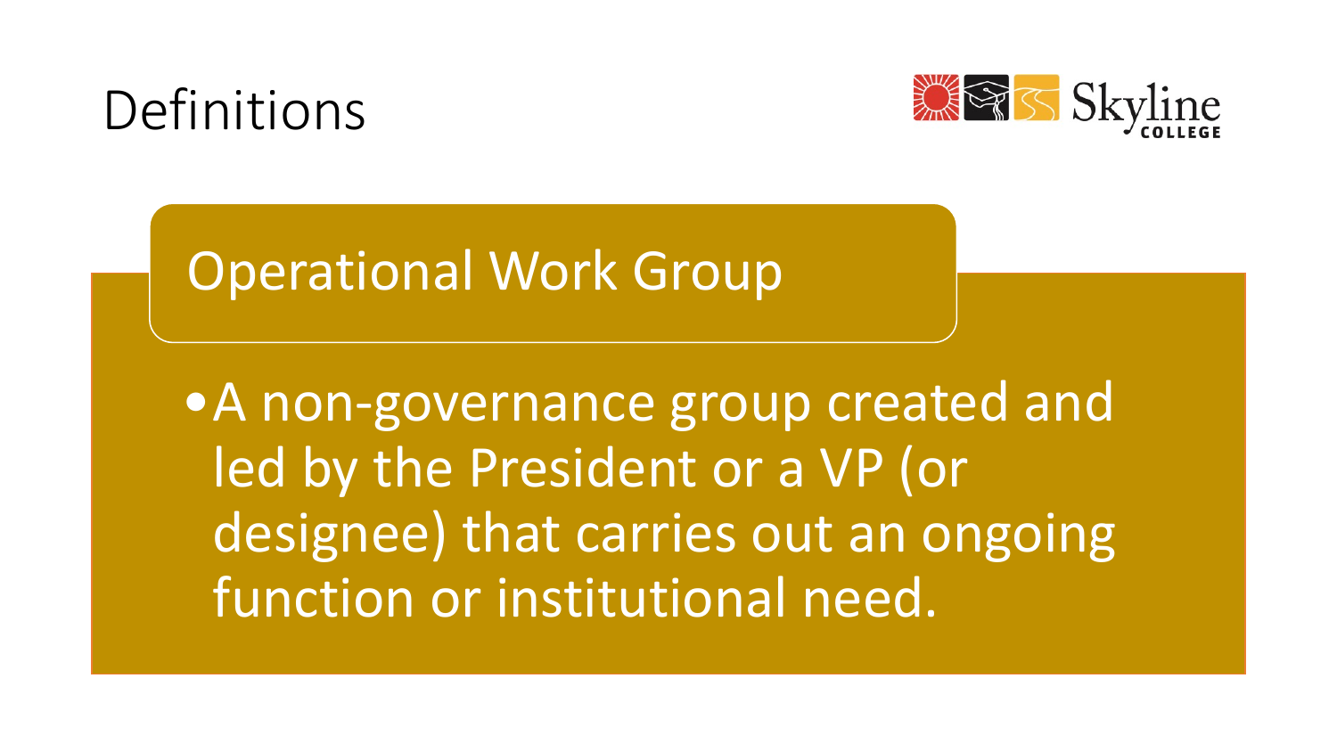# Definitions

## Operational Work Group

- A non-governance group created and led by the President or a VP (or designee) that carries out an ongoing function or institutional need.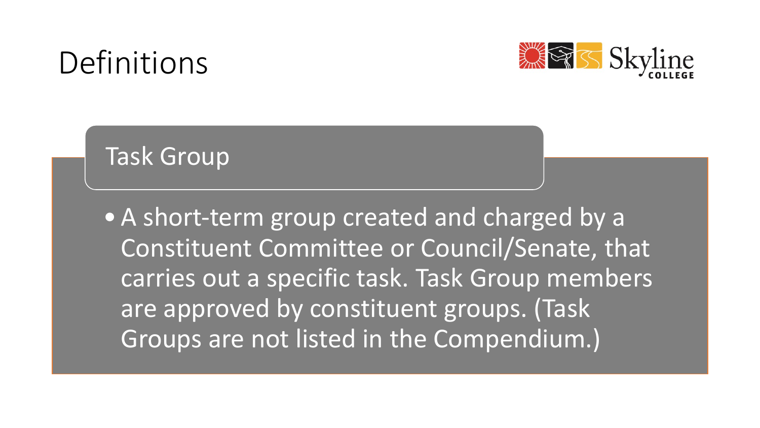# Definitions

## Task Group

- A short-term group created and charged by a Constituent Committee or Council/Senate, that carries out a specific task. Task Group members are approved by constituent groups. (Task Groups are not listed in the Compendium.)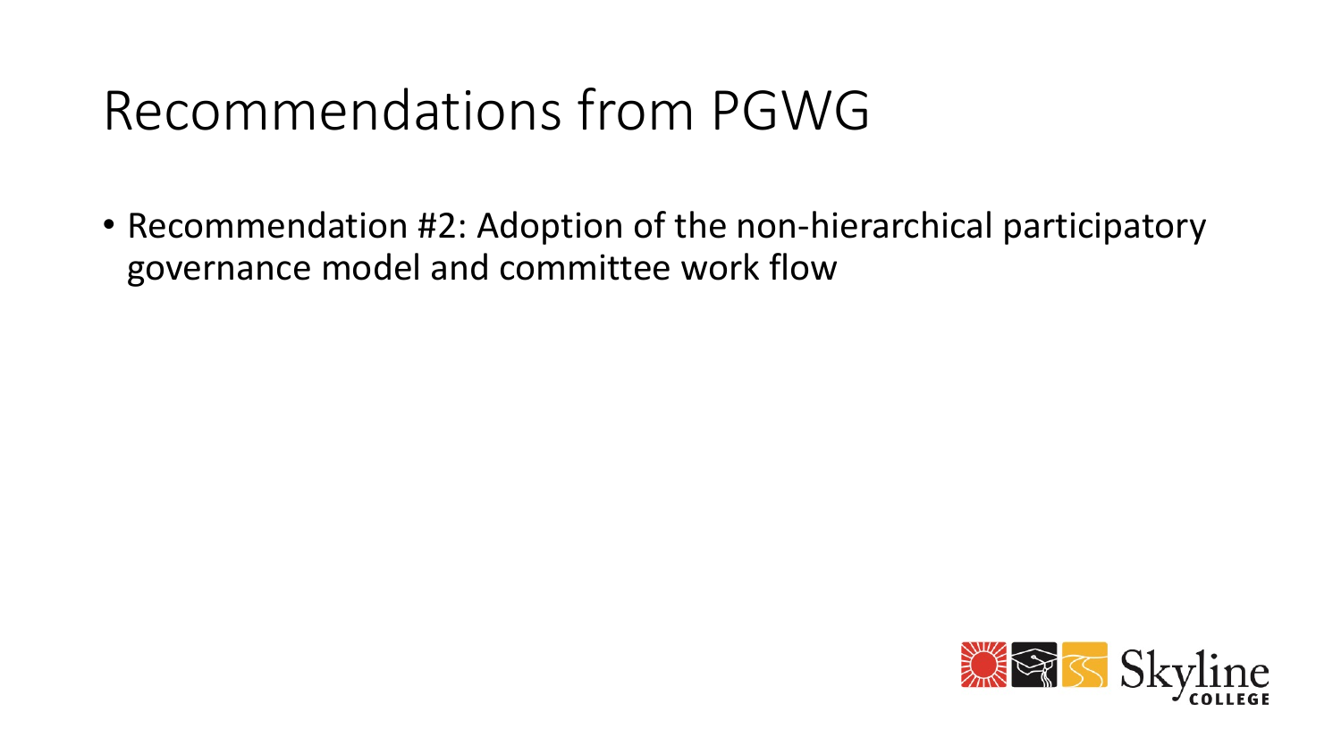# Recommendations from PGWG

- Recommendation #2: Adoption of the non-hierarchical participatory governance model and committee work flow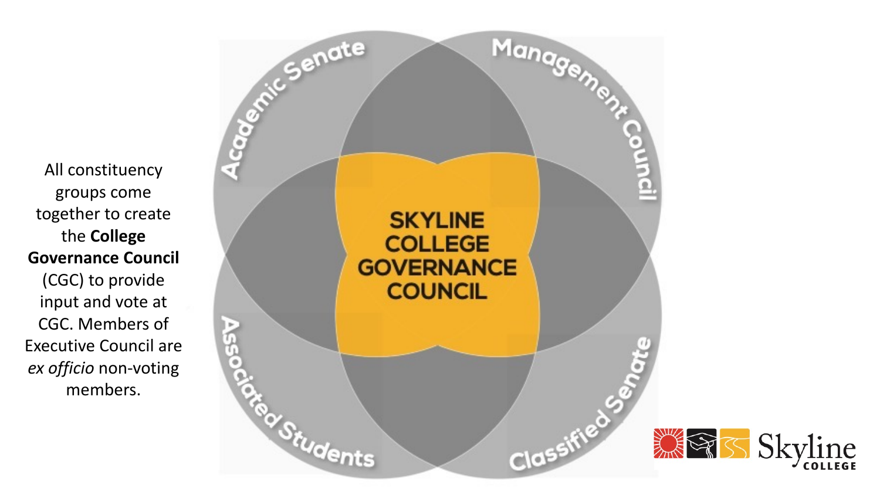All constituency groups come together to create the **College Governance Council** (CGC) to provide input and vote at CGC. Members of Executive Council are *ex officio* non-voting members.

Academic Senate

Management Council

SKYLINE COLLEGE GOVERNANCE COUNCIL

Associated Students

Classified Senate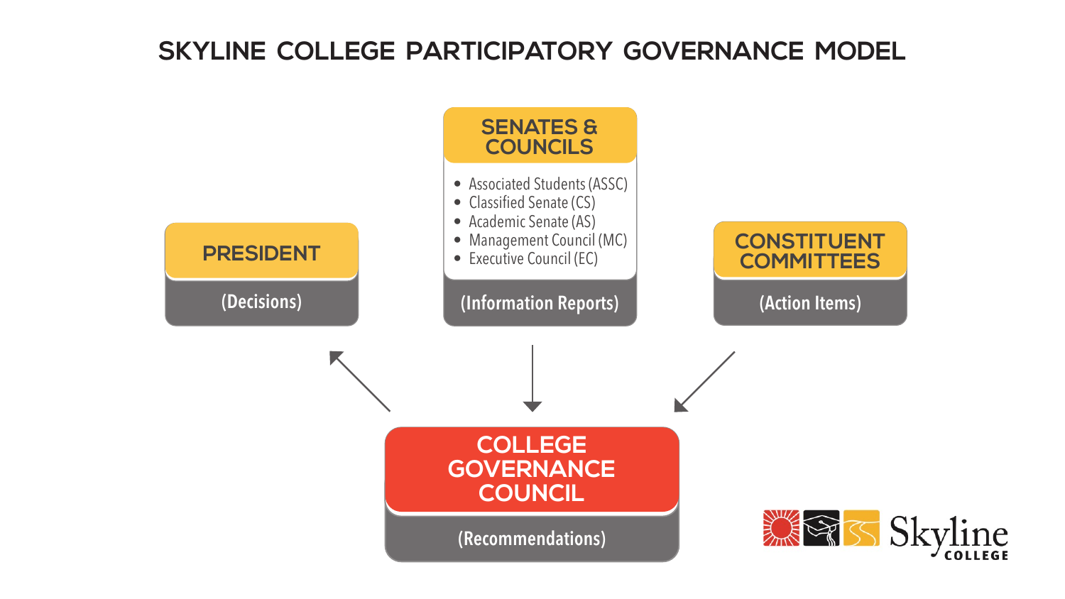# SKYLINE COLLEGE PARTICIPATORY GOVERNANCE MODEL

**PRESIDENT**

(Decisions)

**SENATES & COUNCILS**

- Associated Students (ASSC)
- Classified Senate (CS)
- Academic Senate (AS)
- Management Council (MC)
- Executive Council (EC)

(Information Reports)

**CONSTITUENT COMMITTEES**

(Action Items)

**COLLEGE GOVERNANCE COUNCIL**

(Recommendations)

Skyline COLLEGE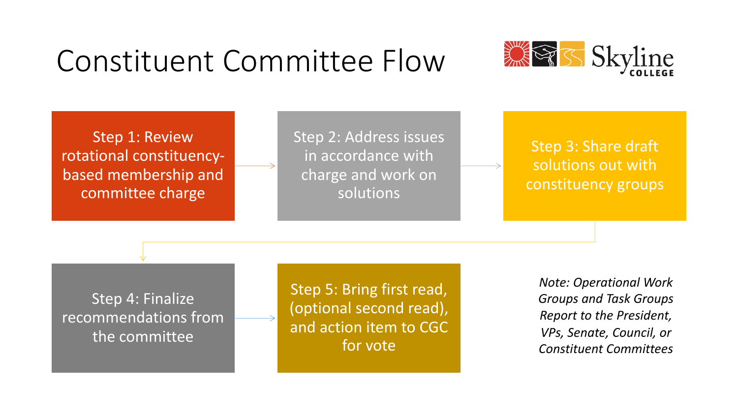# Constituent Committee Flow

Step 1: Review rotational constituency-based membership and committee charge

Step 2: Address issues in accordance with charge and work on solutions

Step 3: Share draft solutions out with constituency groups

Step 4: Finalize recommendations from the committee

Step 5: Bring first read, (optional second read), and action item to CGC for vote

*Note: Operational Work Groups and Task Groups Report to the President, VPs, Senate, Council, or Constituent Committees*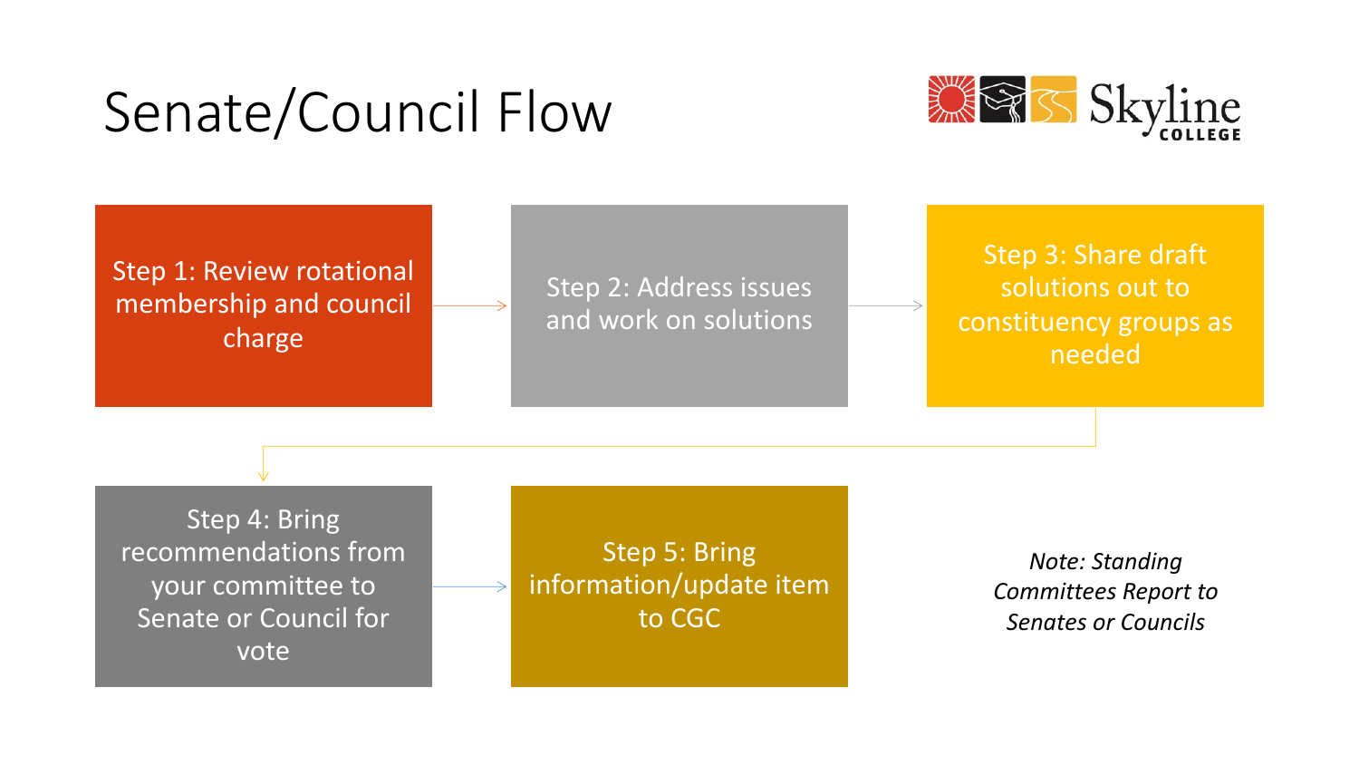# Senate/Council Flow

Step 1: Review rotational membership and council charge

Step 2: Address issues and work on solutions

Step 3: Share draft solutions out to constituency groups as needed

Step 4: Bring recommendations from your committee to Senate or Council for vote

Step 5: Bring information/update item to CGC

*Note: Standing Committees Report to Senates or Councils*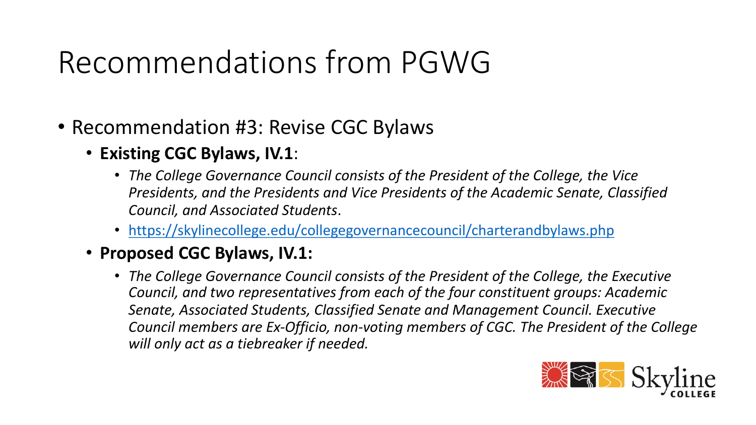# Recommendations from PGWG

- Recommendation #3: Revise CGC Bylaws
  - **Existing CGC Bylaws, IV.1**:
    - *The College Governance Council consists of the President of the College, the Vice Presidents, and the Presidents and Vice Presidents of the Academic Senate, Classified Council, and Associated Students*.
    - https://skylinecollege.edu/collegegovernancecouncil/charterandbylaws.php
  - **Proposed CGC Bylaws, IV.1:**
    - *The College Governance Council consists of the President of the College, the Executive Council, and two representatives from each of the four constituent groups: Academic Senate, Associated Students, Classified Senate and Management Council. Executive Council members are Ex-Officio, non-voting members of CGC. The President of the College will only act as a tiebreaker if needed.*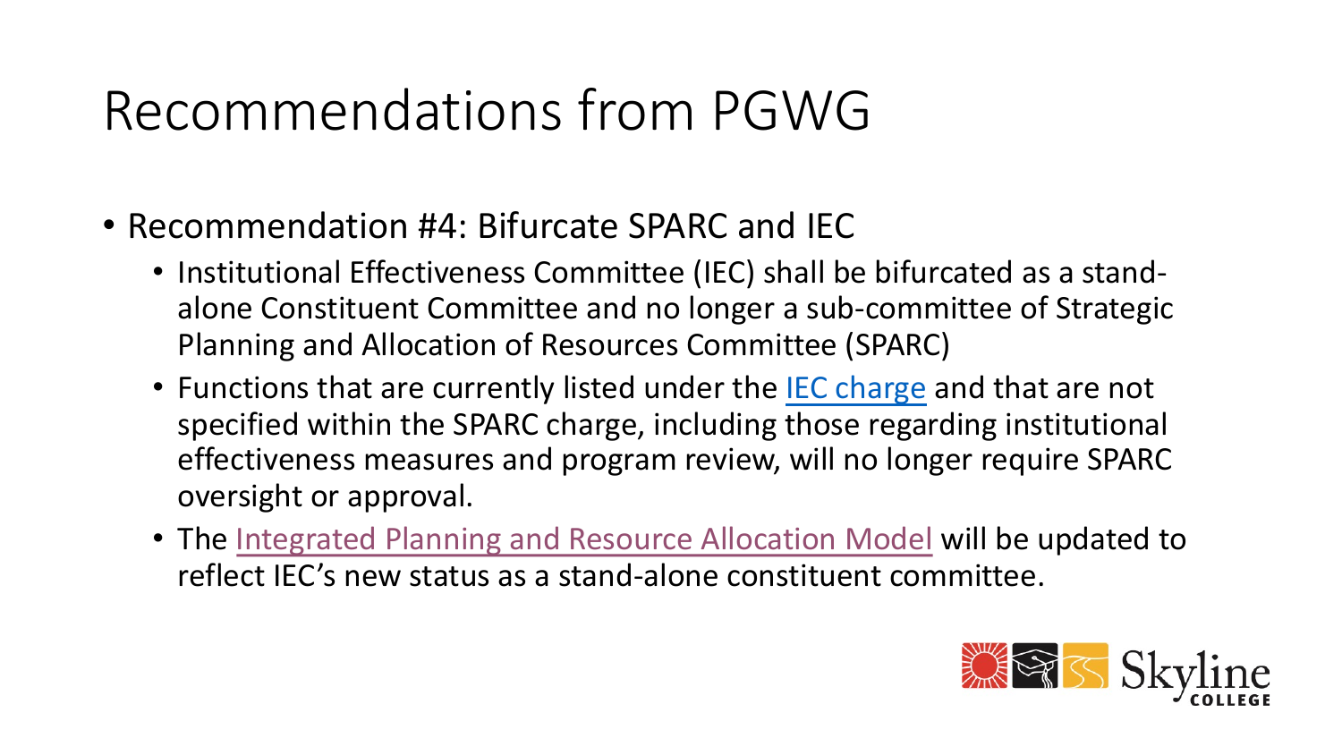# Recommendations from PGWG

- Recommendation #4: Bifurcate SPARC and IEC
  - Institutional Effectiveness Committee (IEC) shall be bifurcated as a stand-alone Constituent Committee and no longer a sub-committee of Strategic Planning and Allocation of Resources Committee (SPARC)
  - Functions that are currently listed under the IEC charge and that are not specified within the SPARC charge, including those regarding institutional effectiveness measures and program review, will no longer require SPARC oversight or approval.
  - The Integrated Planning and Resource Allocation Model will be updated to reflect IEC's new status as a stand-alone constituent committee.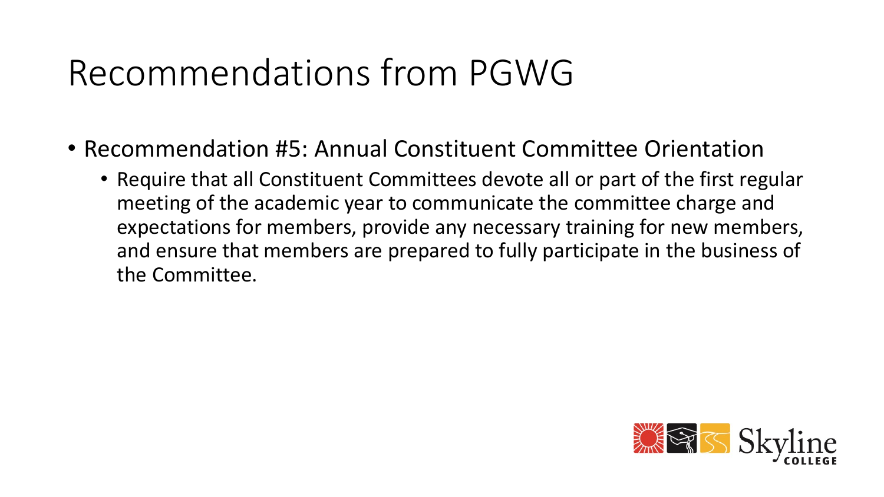# Recommendations from PGWG

- Recommendation #5: Annual Constituent Committee Orientation
  - Require that all Constituent Committees devote all or part of the first regular meeting of the academic year to communicate the committee charge and expectations for members, provide any necessary training for new members, and ensure that members are prepared to fully participate in the business of the Committee.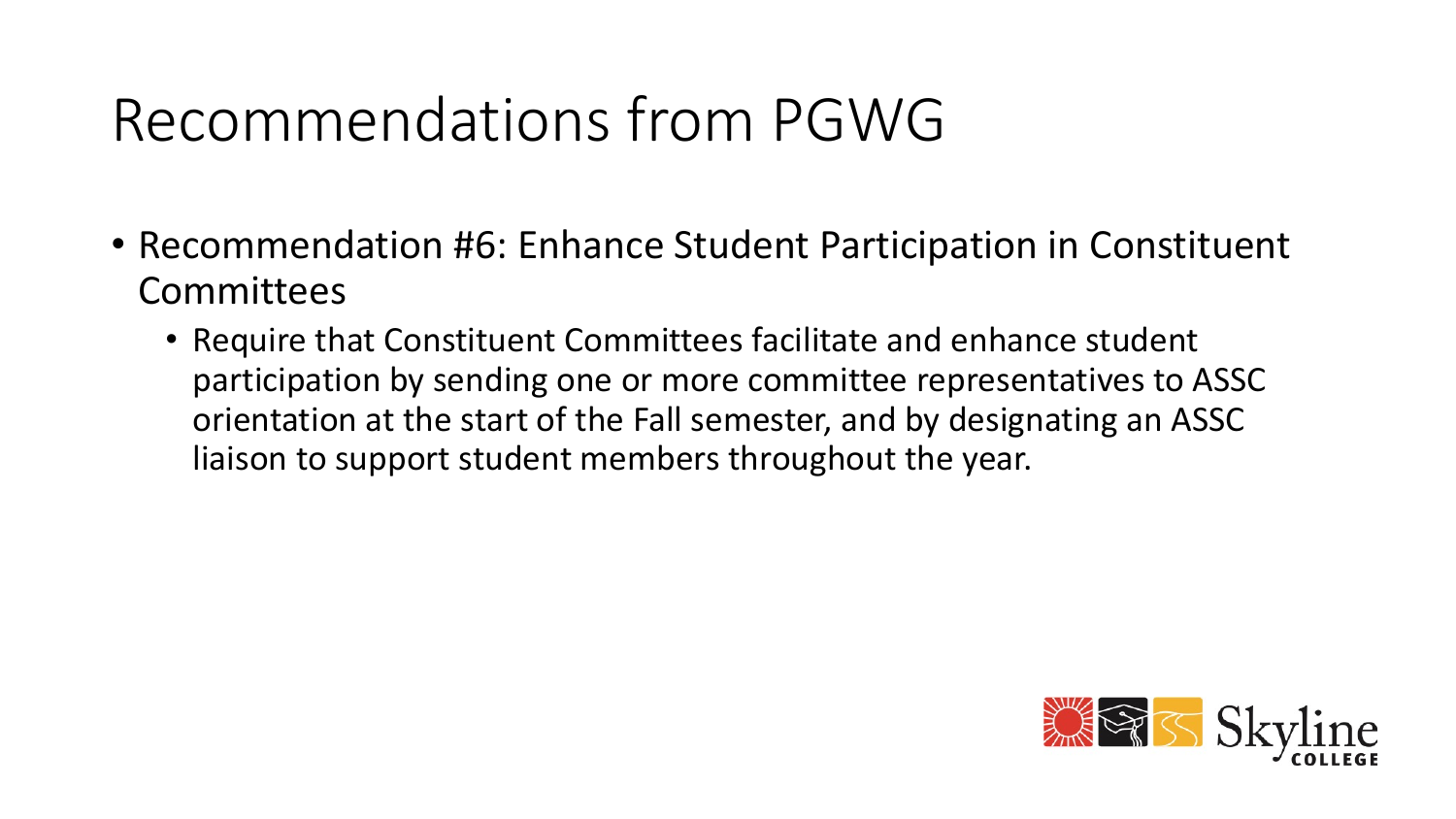# Recommendations from PGWG

- Recommendation #6: Enhance Student Participation in Constituent Committees
  - Require that Constituent Committees facilitate and enhance student participation by sending one or more committee representatives to ASSC orientation at the start of the Fall semester, and by designating an ASSC liaison to support student members throughout the year.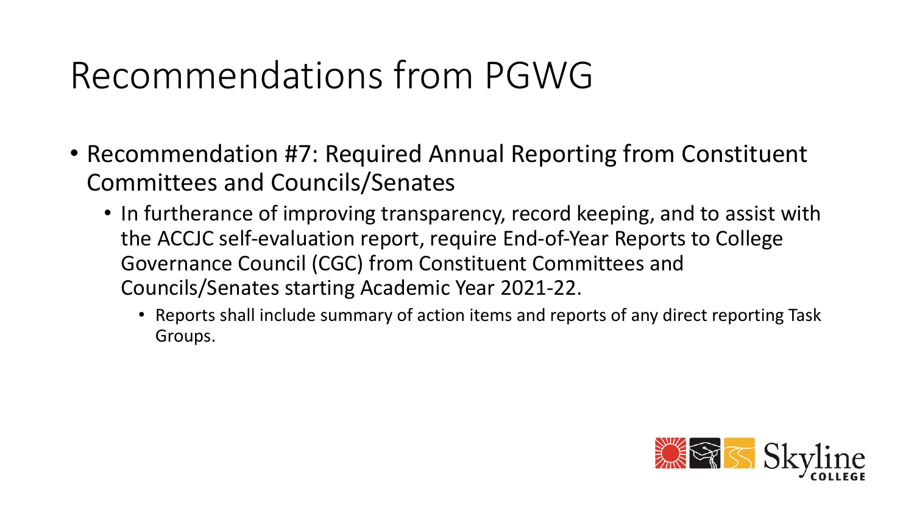# Recommendations from PGWG

- Recommendation #7: Required Annual Reporting from Constituent Committees and Councils/Senates
  - In furtherance of improving transparency, record keeping, and to assist with the ACCJC self-evaluation report, require End-of-Year Reports to College Governance Council (CGC) from Constituent Committees and Councils/Senates starting Academic Year 2021-22.
    - Reports shall include summary of action items and reports of any direct reporting Task Groups.